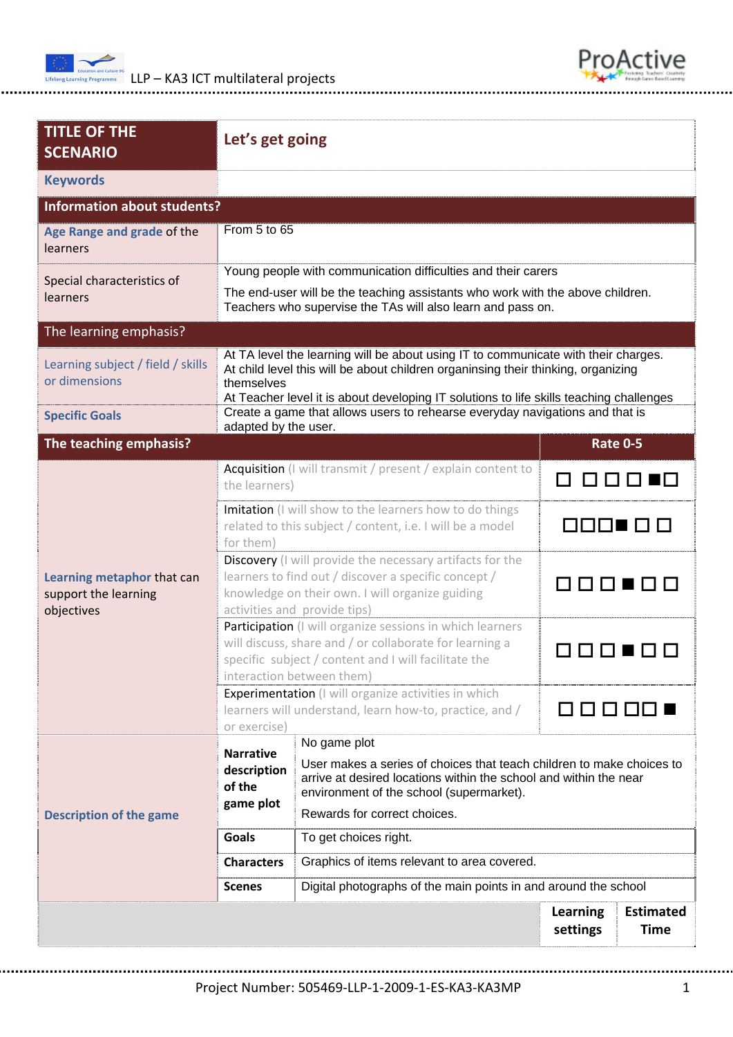| TITLE OF THE SCENARIO | Let's get going | | |
|---|---|---|---|
| Keywords | | | |
| **Information about students?** | | | |
| Age Range and grade of the learners | From 5 to 65 | | |
| Special characteristics of learners | Young people with communication difficulties and their carers<br>The end-user will be the teaching assistants who work with the above children. Teachers who supervise the TAs will also learn and pass on. | | |
| **The learning emphasis?** | | | |
| Learning subject / field / skills or dimensions | At TA level the learning will be about using IT to communicate with their charges.<br>At child level this will be about children organinsing their thinking, organizing themselves<br>At Teacher level it is about developing IT solutions to life skills teaching challenges | | |
| Specific Goals | Create a game that allows users to rehearse everyday navigations and that is adapted by the user. | | |
| **The teaching emphasis?** | | | **Rate 0-5** |
| Learning metaphor that can support the learning objectives | Acquisition (I will transmit / present / explain content to the learners) | | ☐ ☐ ☐ ☐ ■ ☐ |
| | Imitation (I will show to the learners how to do things related to this subject / content, i.e. I will be a model for them) | | ☐ ☐ ☐ ■ ☐ ☐ |
| | Discovery (I will provide the necessary artifacts for the learners to find out / discover a specific concept / knowledge on their own. I will organize guiding activities and provide tips) | | ☐ ☐ ☐ ■ ☐ ☐ |
| | Participation (I will organize sessions in which learners will discuss, share and / or collaborate for learning a specific subject / content and I will facilitate the interaction between them) | | ☐ ☐ ☐ ■ ☐ ☐ |
| | Experimentation (I will organize activities in which learners will understand, learn how-to, practice, and / or exercise) | | ☐ ☐ ☐ ☐ ☐ ■ |
| Description of the game | Narrative description of the game plot | No game plot<br>User makes a series of choices that teach children to make choices to arrive at desired locations within the school and within the near environment of the school (supermarket).<br>Rewards for correct choices. | |
| | Goals | To get choices right. | |
| | Characters | Graphics of items relevant to area covered. | |
| | Scenes | Digital photographs of the main points in and around the school | |
| | | **Learning settings** | **Estimated Time** |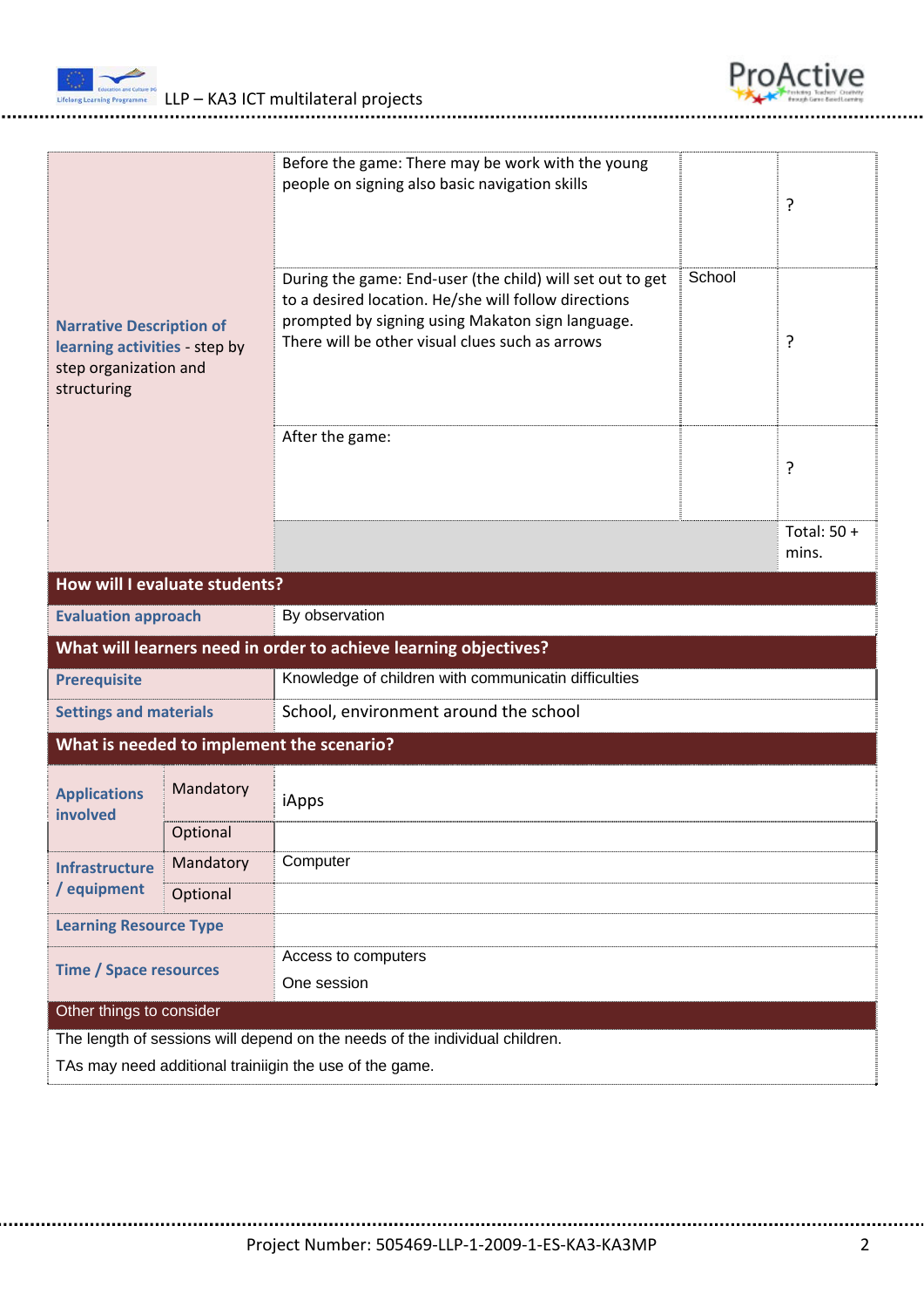| | | | |
|---|---|---|---|
| **Narrative Description of learning activities** - step by step organization and structuring | Before the game: There may be work with the young people on signing also basic navigation skills | | ? |
| | During the game: End-user (the child) will set out to get to a desired location. He/she will follow directions prompted by signing using Makaton sign language. There will be other visual clues such as arrows | School | ? |
| | After the game: | | ? |
| | | | Total: 50 + mins. |

| | |
|---|---|
| **How will I evaluate students?** | |
| **Evaluation approach** | By observation |
| **What will learners need in order to achieve learning objectives?** | |
| **Prerequisite** | Knowledge of children with communicatin difficulties |
| **Settings and materials** | School, environment around the school |

| | | |
|---|---|---|
| **What is needed to implement the scenario?** | | |
| **Applications involved** | Mandatory | iApps |
| | Optional | |
| **Infrastructure / equipment** | Mandatory | Computer |
| | Optional | |
| **Learning Resource Type** | | |
| **Time / Space resources** | | Access to computers<br>One session |

Other things to consider

The length of sessions will depend on the needs of the individual children.

TAs may need additional trainiigin the use of the game.